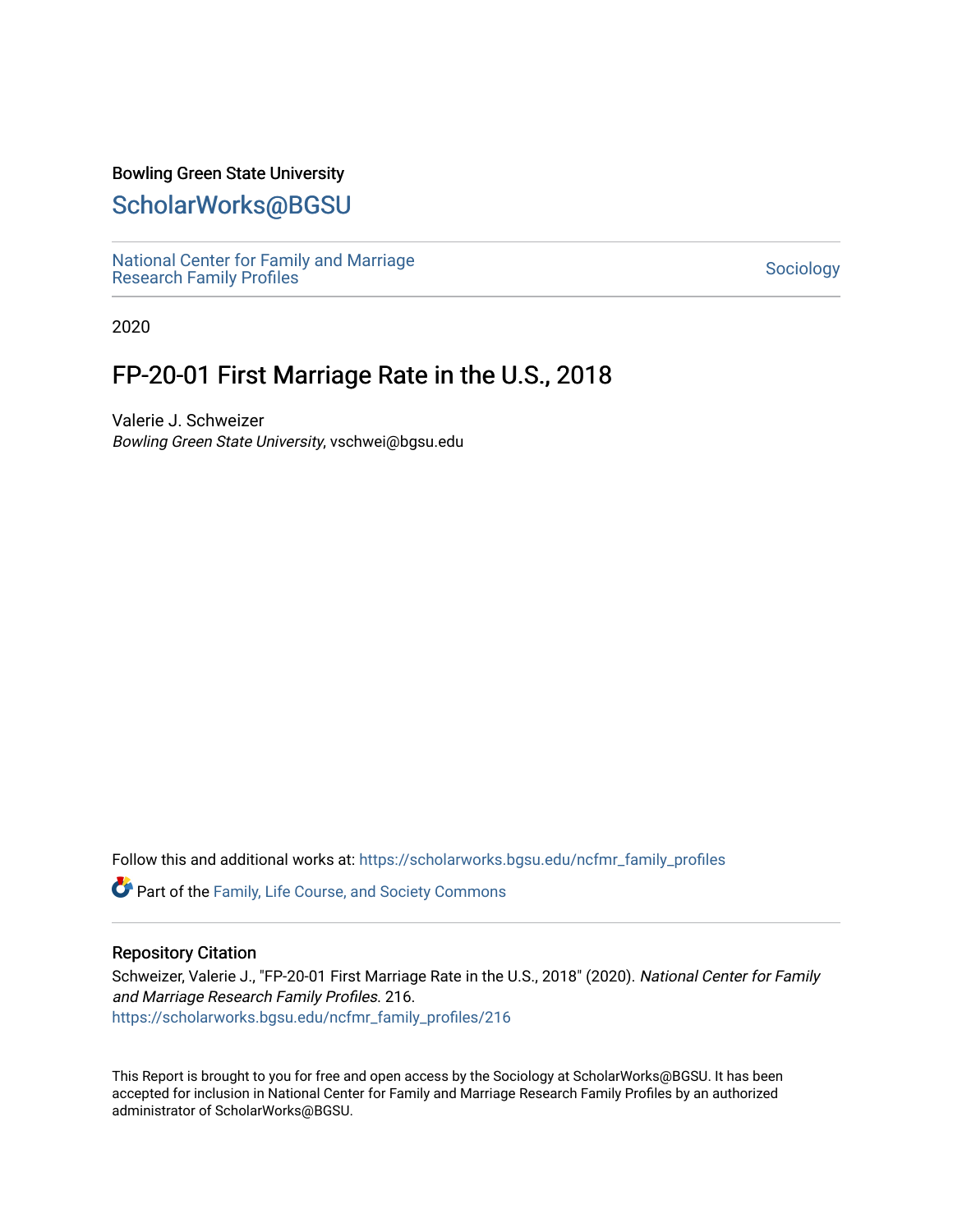Bowling Green State University

# ScholarWorks@BGSU

National Center for Family and Marriage Research Family Profiles

Sociology

2020

## FP-20-01 First Marriage Rate in the U.S., 2018

Valerie J. Schweizer
*Bowling Green State University*, vschwei@bgsu.edu

Follow this and additional works at: https://scholarworks.bgsu.edu/ncfmr_family_profiles

Part of the Family, Life Course, and Society Commons

### Repository Citation

Schweizer, Valerie J., "FP-20-01 First Marriage Rate in the U.S., 2018" (2020). *National Center for Family and Marriage Research Family Profiles*. 216.
https://scholarworks.bgsu.edu/ncfmr_family_profiles/216

This Report is brought to you for free and open access by the Sociology at ScholarWorks@BGSU. It has been accepted for inclusion in National Center for Family and Marriage Research Family Profiles by an authorized administrator of ScholarWorks@BGSU.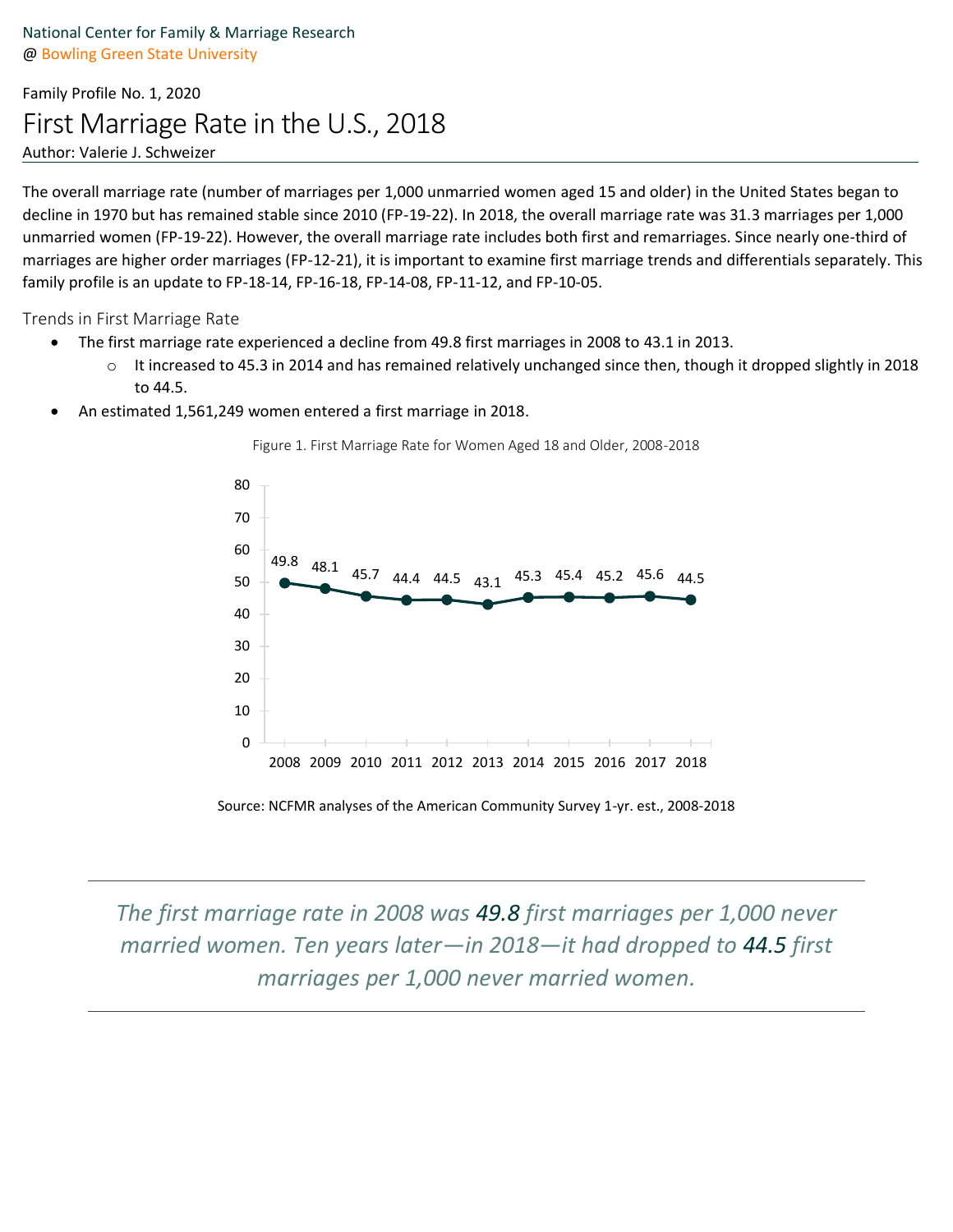National Center for Family & Marriage Research
@ Bowling Green State University

Family Profile No. 1, 2020

# First Marriage Rate in the U.S., 2018

Author: Valerie J. Schweizer

The overall marriage rate (number of marriages per 1,000 unmarried women aged 15 and older) in the United States began to decline in 1970 but has remained stable since 2010 (FP-19-22). In 2018, the overall marriage rate was 31.3 marriages per 1,000 unmarried women (FP-19-22). However, the overall marriage rate includes both first and remarriages. Since nearly one-third of marriages are higher order marriages (FP-12-21), it is important to examine first marriage trends and differentials separately. This family profile is an update to FP-18-14, FP-16-18, FP-14-08, FP-11-12, and FP-10-05.

## Trends in First Marriage Rate

- The first marriage rate experienced a decline from 49.8 first marriages in 2008 to 43.1 in 2013.
  - It increased to 45.3 in 2014 and has remained relatively unchanged since then, though it dropped slightly in 2018 to 44.5.
- An estimated 1,561,249 women entered a first marriage in 2018.

Figure 1. First Marriage Rate for Women Aged 18 and Older, 2008-2018

| Year | 2008 | 2009 | 2010 | 2011 | 2012 | 2013 | 2014 | 2015 | 2016 | 2017 | 2018 |
|---|---|---|---|---|---|---|---|---|---|---|---|
| Rate | 49.8 | 48.1 | 45.7 | 44.4 | 44.5 | 43.1 | 45.3 | 45.4 | 45.2 | 45.6 | 44.5 |

Source: NCFMR analyses of the American Community Survey 1-yr. est., 2008-2018

*The first marriage rate in 2008 was 49.8 first marriages per 1,000 never married women. Ten years later—in 2018—it had dropped to 44.5 first marriages per 1,000 never married women.*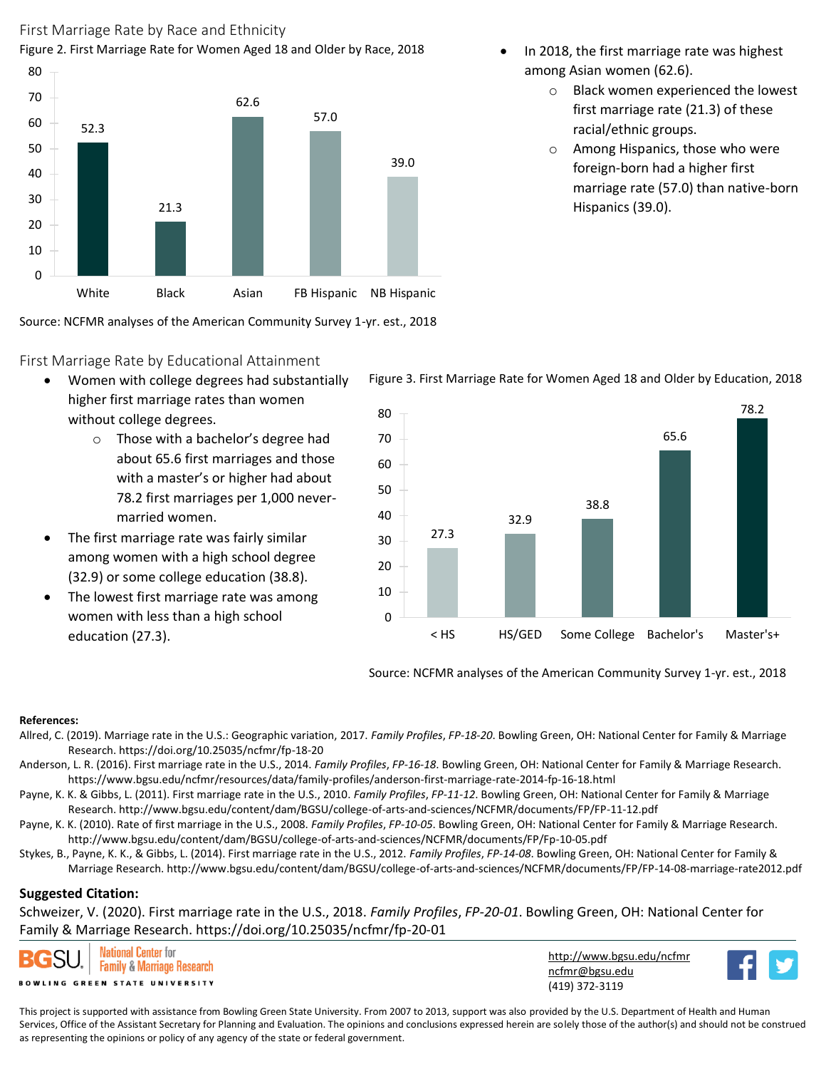## First Marriage Rate by Race and Ethnicity

Figure 2. First Marriage Rate for Women Aged 18 and Older by Race, 2018

80
70
60
50
40
30
20
10
0

52.3
21.3
62.6
57.0
39.0

White
Black
Asian
FB Hispanic
NB Hispanic

Source: NCFMR analyses of the American Community Survey 1-yr. est., 2018

- In 2018, the first marriage rate was highest among Asian women (62.6).
  - Black women experienced the lowest first marriage rate (21.3) of these racial/ethnic groups.
  - Among Hispanics, those who were foreign-born had a higher first marriage rate (57.0) than native-born Hispanics (39.0).

## First Marriage Rate by Educational Attainment

- Women with college degrees had substantially higher first marriage rates than women without college degrees.
  - Those with a bachelor's degree had about 65.6 first marriages and those with a master's or higher had about 78.2 first marriages per 1,000 never-married women.
- The first marriage rate was fairly similar among women with a high school degree (32.9) or some college education (38.8).
- The lowest first marriage rate was among women with less than a high school education (27.3).

Figure 3. First Marriage Rate for Women Aged 18 and Older by Education, 2018

80
70
60
50
40
30
20
10
0

27.3
32.9
38.8
65.6
78.2

< HS
HS/GED
Some College
Bachelor's
Master's+

Source: NCFMR analyses of the American Community Survey 1-yr. est., 2018

**References:**

Allred, C. (2019). Marriage rate in the U.S.: Geographic variation, 2017. *Family Profiles*, *FP-18-20*. Bowling Green, OH: National Center for Family & Marriage Research. https://doi.org/10.25035/ncfmr/fp-18-20

Anderson, L. R. (2016). First marriage rate in the U.S., 2014. *Family Profiles*, *FP-16-18*. Bowling Green, OH: National Center for Family & Marriage Research. https://www.bgsu.edu/ncfmr/resources/data/family-profiles/anderson-first-marriage-rate-2014-fp-16-18.html

Payne, K. K. & Gibbs, L. (2011). First marriage rate in the U.S., 2010. *Family Profiles*, *FP-11-12*. Bowling Green, OH: National Center for Family & Marriage Research. http://www.bgsu.edu/content/dam/BGSU/college-of-arts-and-sciences/NCFMR/documents/FP/FP-11-12.pdf

Payne, K. K. (2010). First marriage rate in the U.S., 2008. *Family Profiles*, *FP-10-05*. Bowling Green, OH: National Center for Family & Marriage Research. http://www.bgsu.edu/content/dam/BGSU/college-of-arts-and-sciences/NCFMR/documents/FP/Fp-10-05.pdf

Stykes, B., Payne, K. K., & Gibbs, L. (2014). First marriage rate in the U.S., 2012. *Family Profiles*, *FP-14-08*. Bowling Green, OH: National Center for Family & Marriage Research. http://www.bgsu.edu/content/dam/BGSU/college-of-arts-and-sciences/NCFMR/documents/FP/FP-14-08-marriage-rate2012.pdf

**Suggested Citation:**

Schweizer, V. (2020). First marriage rate in the U.S., 2018. *Family Profiles*, *FP-20-01*. Bowling Green, OH: National Center for Family & Marriage Research. https://doi.org/10.25035/ncfmr/fp-20-01

BGSU. National Center for Family & Marriage Research
BOWLING GREEN STATE UNIVERSITY

http://www.bgsu.edu/ncfmr
ncfmr@bgsu.edu
(419) 372-3119

This project is supported with assistance from Bowling Green State University. From 2007 to 2013, support was also provided by the U.S. Department of Health and Human Services, Office of the Assistant Secretary for Planning and Evaluation. The opinions and conclusions expressed herein are solely those of the author(s) and should not be construed as representing the opinions or policy of any agency of the state or federal government.